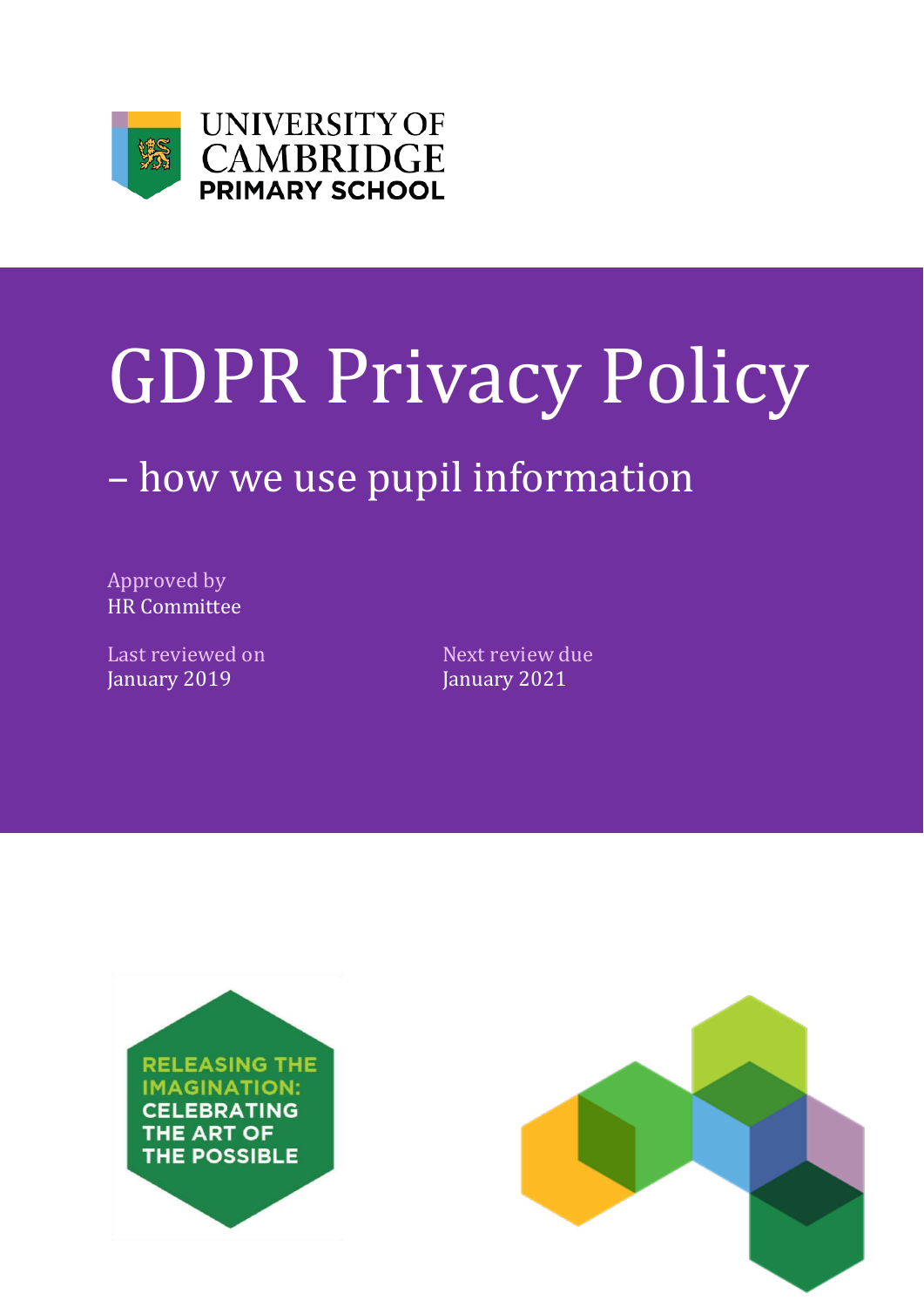UNIVERSITY OF CAMBRIDGE PRIMARY SCHOOL

# GDPR Privacy Policy

## – how we use pupil information

Approved by
HR Committee

Last reviewed on
January 2019

Next review due
January 2021

RELEASING THE IMAGINATION: CELEBRATING THE ART OF THE POSSIBLE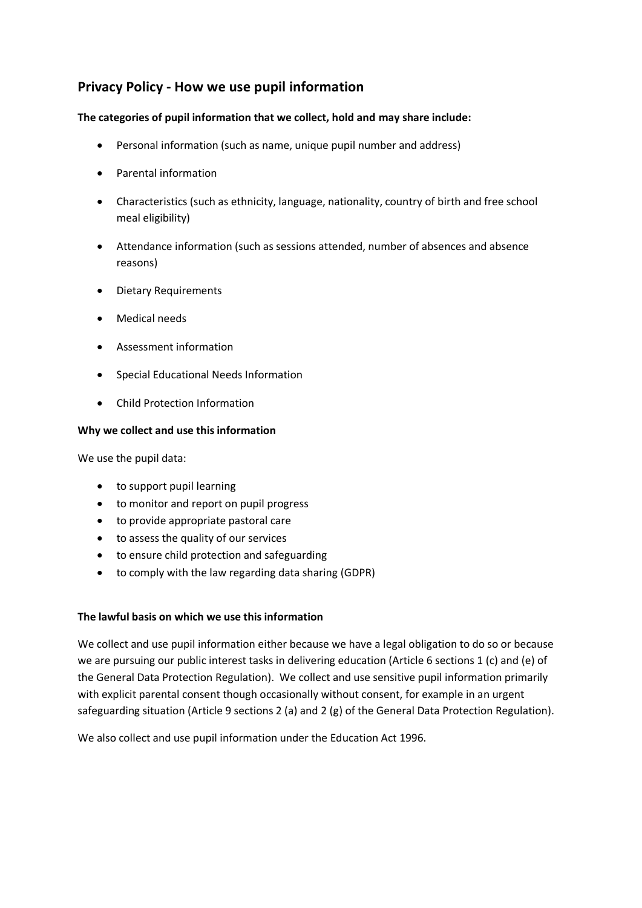## Privacy Policy - How we use pupil information

**The categories of pupil information that we collect, hold and may share include:**

- Personal information (such as name, unique pupil number and address)
- Parental information
- Characteristics (such as ethnicity, language, nationality, country of birth and free school meal eligibility)
- Attendance information (such as sessions attended, number of absences and absence reasons)
- Dietary Requirements
- Medical needs
- Assessment information
- Special Educational Needs Information
- Child Protection Information

**Why we collect and use this information**

We use the pupil data:

- to support pupil learning
- to monitor and report on pupil progress
- to provide appropriate pastoral care
- to assess the quality of our services
- to ensure child protection and safeguarding
- to comply with the law regarding data sharing (GDPR)

**The lawful basis on which we use this information**

We collect and use pupil information either because we have a legal obligation to do so or because we are pursuing our public interest tasks in delivering education (Article 6 sections 1 (c) and (e) of the General Data Protection Regulation). We collect and use sensitive pupil information primarily with explicit parental consent though occasionally without consent, for example in an urgent safeguarding situation (Article 9 sections 2 (a) and 2 (g) of the General Data Protection Regulation).

We also collect and use pupil information under the Education Act 1996.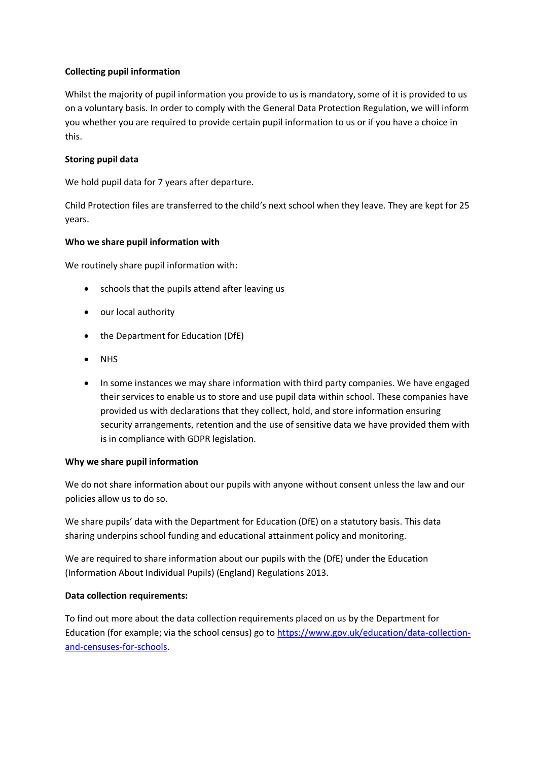**Collecting pupil information**

Whilst the majority of pupil information you provide to us is mandatory, some of it is provided to us on a voluntary basis. In order to comply with the General Data Protection Regulation, we will inform you whether you are required to provide certain pupil information to us or if you have a choice in this.

**Storing pupil data**

We hold pupil data for 7 years after departure.

Child Protection files are transferred to the child's next school when they leave. They are kept for 25 years.

**Who we share pupil information with**

We routinely share pupil information with:

- schools that the pupils attend after leaving us
- our local authority
- the Department for Education (DfE)
- NHS
- In some instances we may share information with third party companies. We have engaged their services to enable us to store and use pupil data within school. These companies have provided us with declarations that they collect, hold, and store information ensuring security arrangements, retention and the use of sensitive data we have provided them with is in compliance with GDPR legislation.

**Why we share pupil information**

We do not share information about our pupils with anyone without consent unless the law and our policies allow us to do so.

We share pupils' data with the Department for Education (DfE) on a statutory basis. This data sharing underpins school funding and educational attainment policy and monitoring.

We are required to share information about our pupils with the (DfE) under the Education (Information About Individual Pupils) (England) Regulations 2013.

**Data collection requirements:**

To find out more about the data collection requirements placed on us by the Department for Education (for example; via the school census) go to [https://www.gov.uk/education/data-collection-and-censuses-for-schools](https://www.gov.uk/education/data-collection-and-censuses-for-schools).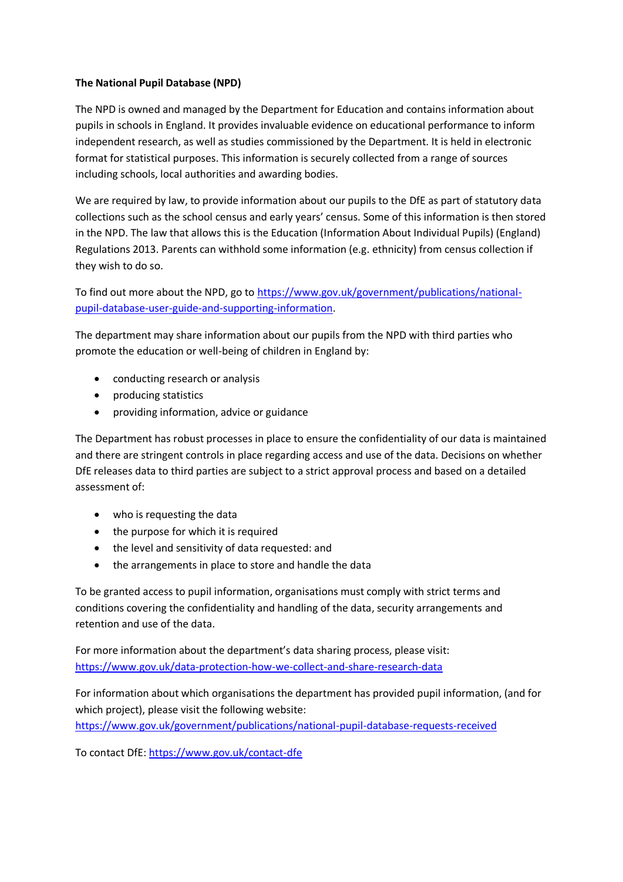**The National Pupil Database (NPD)**

The NPD is owned and managed by the Department for Education and contains information about pupils in schools in England. It provides invaluable evidence on educational performance to inform independent research, as well as studies commissioned by the Department. It is held in electronic format for statistical purposes. This information is securely collected from a range of sources including schools, local authorities and awarding bodies.

We are required by law, to provide information about our pupils to the DfE as part of statutory data collections such as the school census and early years' census. Some of this information is then stored in the NPD. The law that allows this is the Education (Information About Individual Pupils) (England) Regulations 2013. Parents can withhold some information (e.g. ethnicity) from census collection if they wish to do so.

To find out more about the NPD, go to [https://www.gov.uk/government/publications/national-pupil-database-user-guide-and-supporting-information](https://www.gov.uk/government/publications/national-pupil-database-user-guide-and-supporting-information).

The department may share information about our pupils from the NPD with third parties who promote the education or well-being of children in England by:

- conducting research or analysis
- producing statistics
- providing information, advice or guidance

The Department has robust processes in place to ensure the confidentiality of our data is maintained and there are stringent controls in place regarding access and use of the data. Decisions on whether DfE releases data to third parties are subject to a strict approval process and based on a detailed assessment of:

- who is requesting the data
- the purpose for which it is required
- the level and sensitivity of data requested: and
- the arrangements in place to store and handle the data

To be granted access to pupil information, organisations must comply with strict terms and conditions covering the confidentiality and handling of the data, security arrangements and retention and use of the data.

For more information about the department's data sharing process, please visit: [https://www.gov.uk/data-protection-how-we-collect-and-share-research-data](https://www.gov.uk/data-protection-how-we-collect-and-share-research-data)

For information about which organisations the department has provided pupil information, (and for which project), please visit the following website: [https://www.gov.uk/government/publications/national-pupil-database-requests-received](https://www.gov.uk/government/publications/national-pupil-database-requests-received)

To contact DfE: [https://www.gov.uk/contact-dfe](https://www.gov.uk/contact-dfe)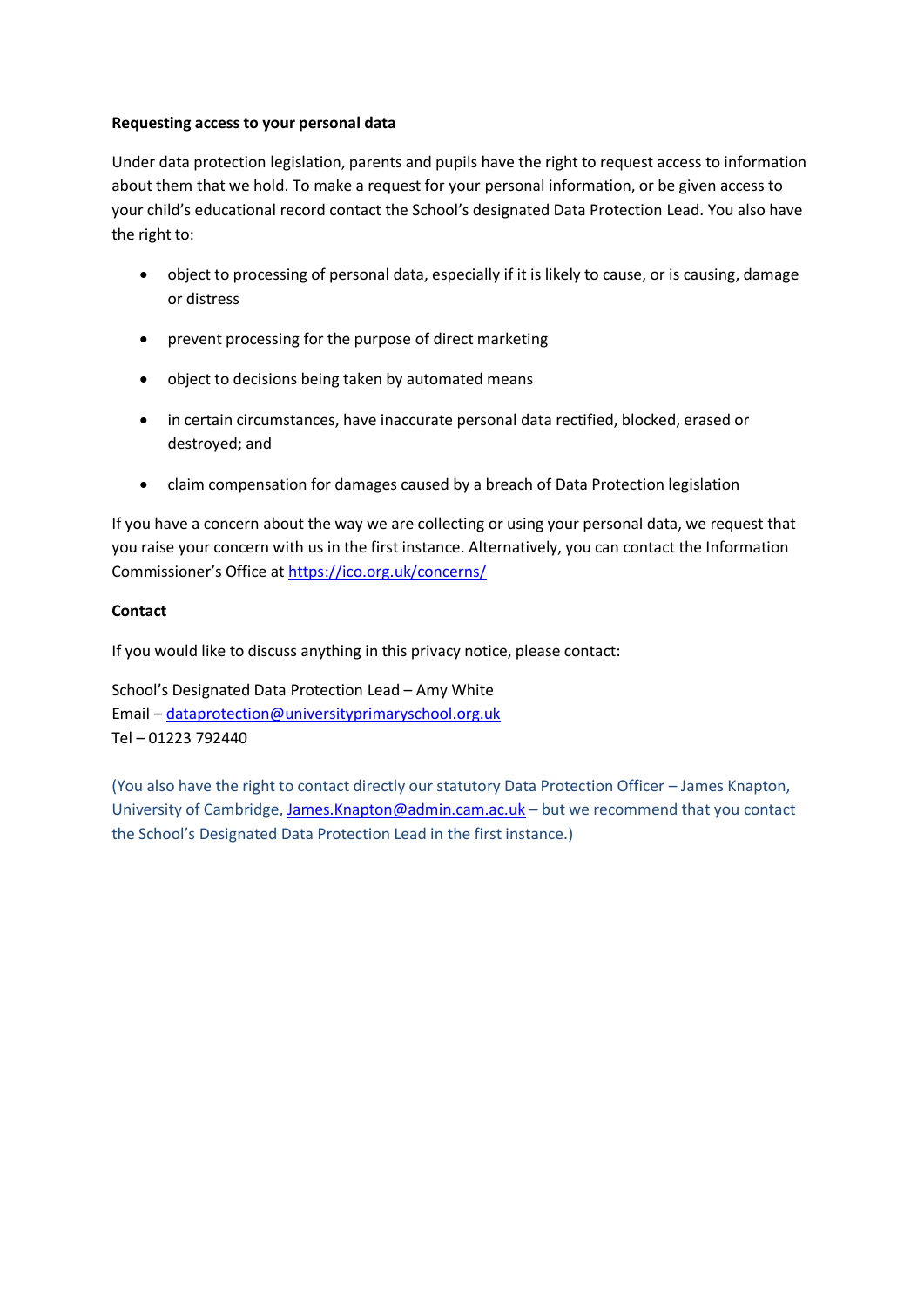**Requesting access to your personal data**

Under data protection legislation, parents and pupils have the right to request access to information about them that we hold. To make a request for your personal information, or be given access to your child's educational record contact the School's designated Data Protection Lead. You also have the right to:

- object to processing of personal data, especially if it is likely to cause, or is causing, damage or distress
- prevent processing for the purpose of direct marketing
- object to decisions being taken by automated means
- in certain circumstances, have inaccurate personal data rectified, blocked, erased or destroyed; and
- claim compensation for damages caused by a breach of Data Protection legislation

If you have a concern about the way we are collecting or using your personal data, we request that you raise your concern with us in the first instance. Alternatively, you can contact the Information Commissioner's Office at https://ico.org.uk/concerns/

**Contact**

If you would like to discuss anything in this privacy notice, please contact:

School's Designated Data Protection Lead – Amy White
Email – dataprotection@universityprimaryschool.org.uk
Tel – 01223 792440

(You also have the right to contact directly our statutory Data Protection Officer – James Knapton, University of Cambridge, James.Knapton@admin.cam.ac.uk – but we recommend that you contact the School's Designated Data Protection Lead in the first instance.)